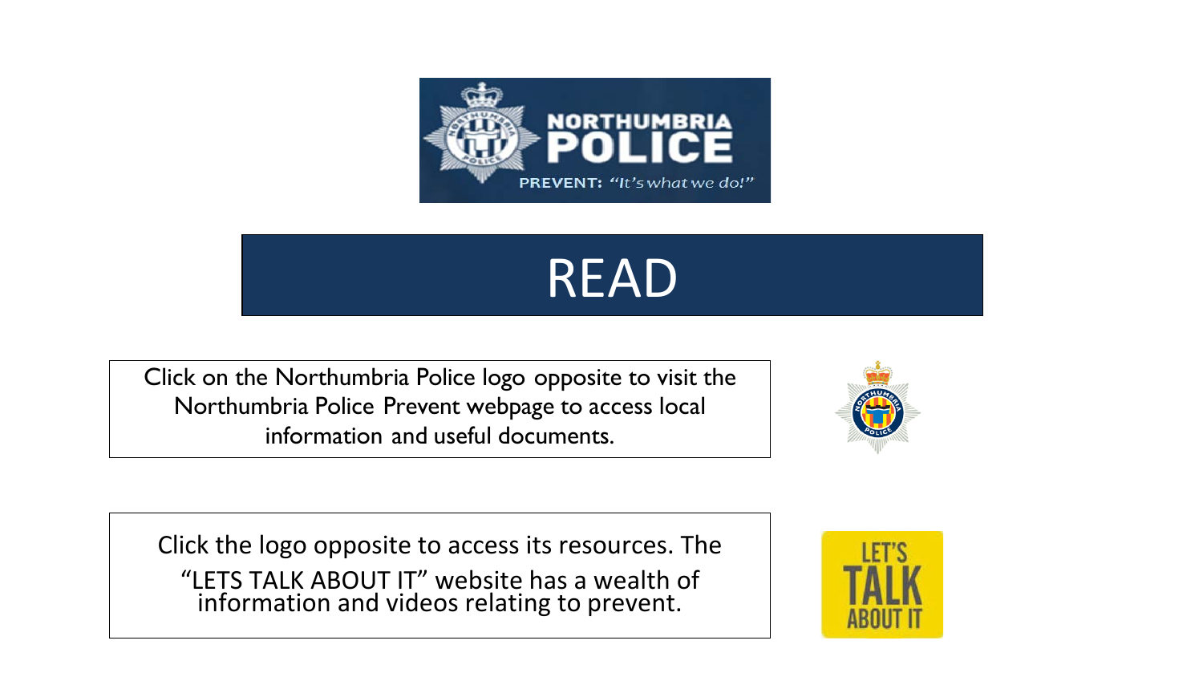# READ

Click on the Northumbria Police logo opposite to visit the Northumbria Police Prevent webpage to access local information and useful documents.

Click the logo opposite to access its resources. The “LETS TALK ABOUT IT” website has a wealth of information and videos relating to prevent.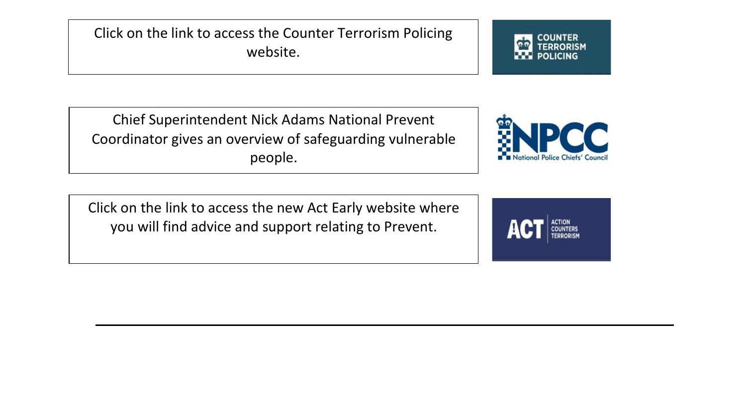Click on the link to access the Counter Terrorism Policing website.

COUNTER TERRORISM POLICING

Chief Superintendent Nick Adams National Prevent Coordinator gives an overview of safeguarding vulnerable people.

NPCC National Police Chiefs' Council

Click on the link to access the new Act Early website where you will find advice and support relating to Prevent.

ACT ACTION COUNTERS TERRORISM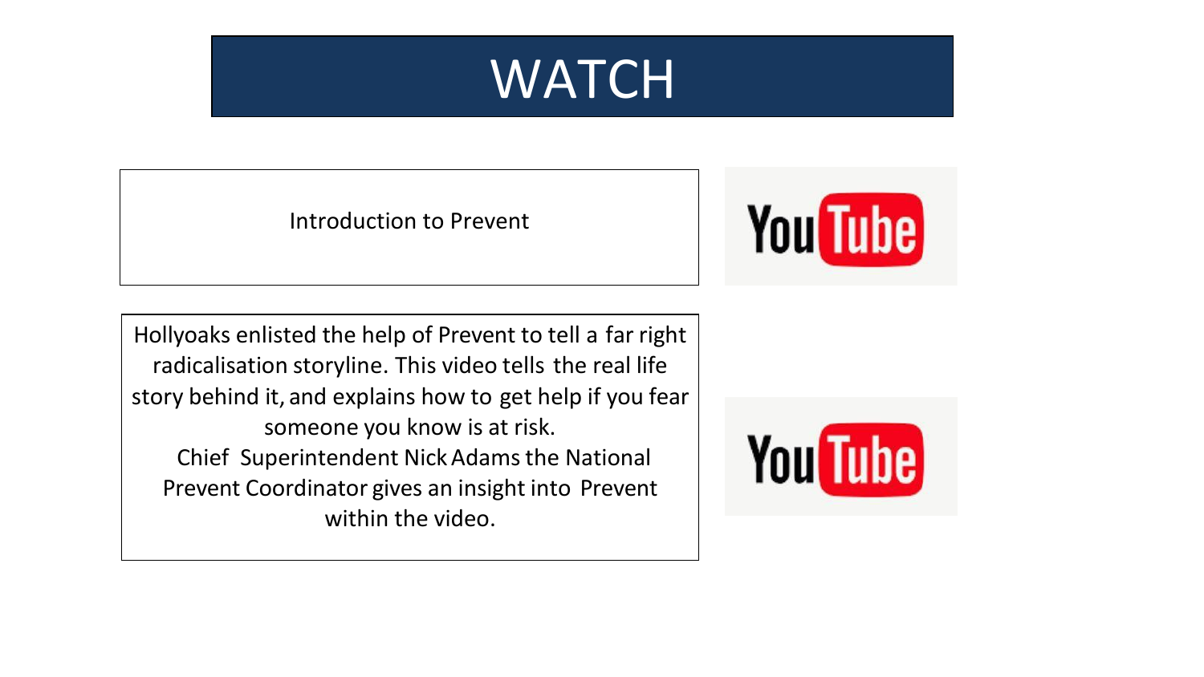# WATCH

Introduction to Prevent

YouTube

Hollyoaks enlisted the help of Prevent to tell a far right radicalisation storyline. This video tells the real life story behind it, and explains how to get help if you fear someone you know is at risk.
Chief Superintendent Nick Adams the National Prevent Coordinator gives an insight into Prevent within the video.

YouTube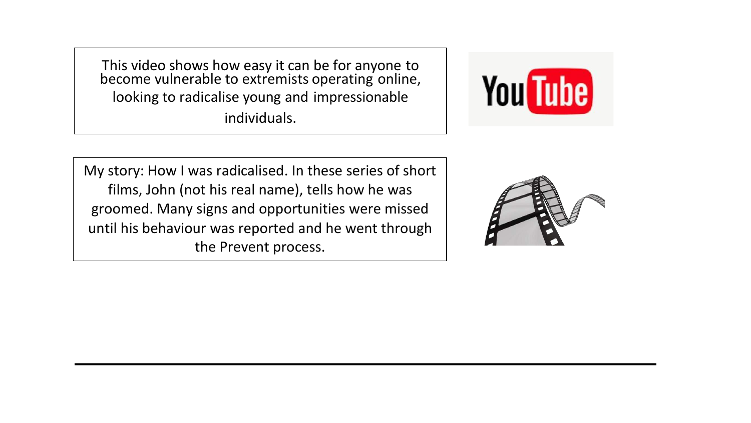This video shows how easy it can be for anyone to become vulnerable to extremists operating online, looking to radicalise young and impressionable individuals.

My story: How I was radicalised. In these series of short films, John (not his real name), tells how he was groomed. Many signs and opportunities were missed until his behaviour was reported and he went through the Prevent process.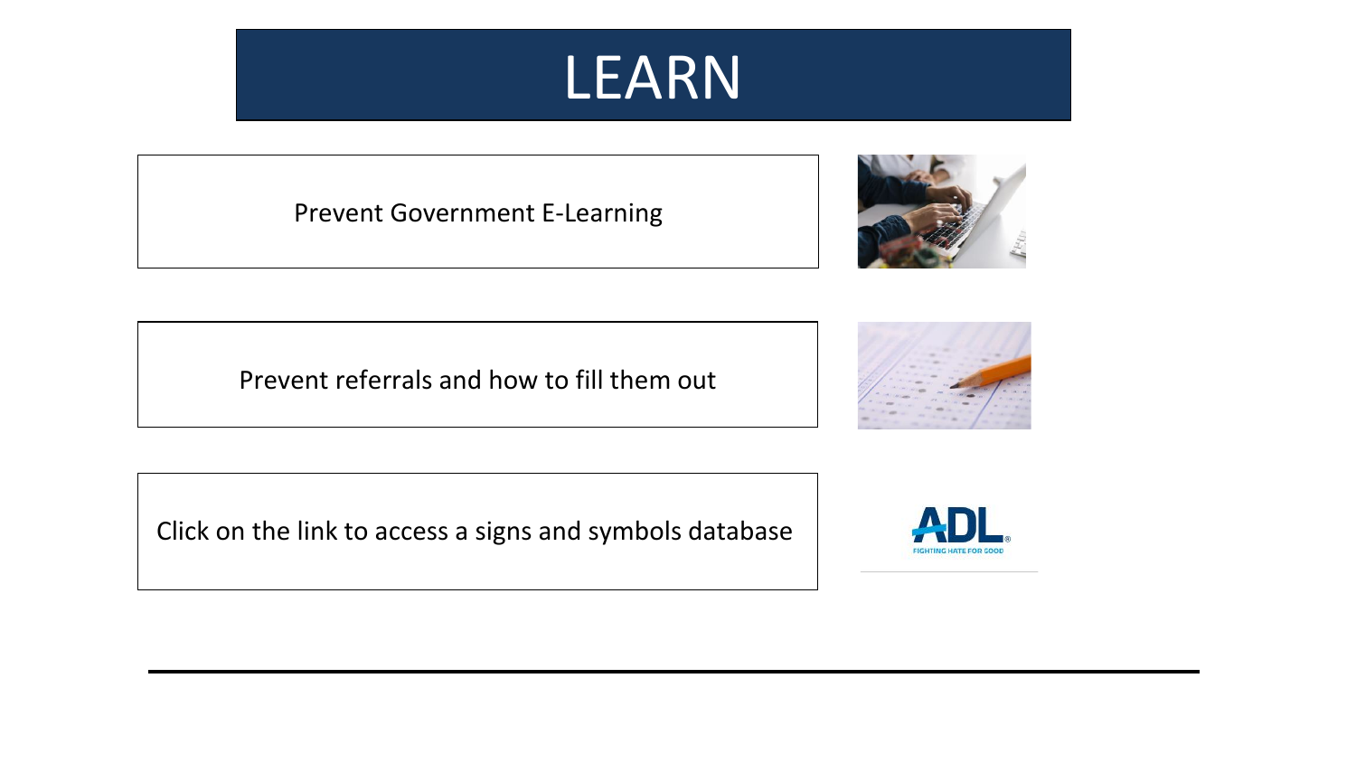# LEARN

Prevent Government E-Learning

Prevent referrals and how to fill them out

Click on the link to access a signs and symbols database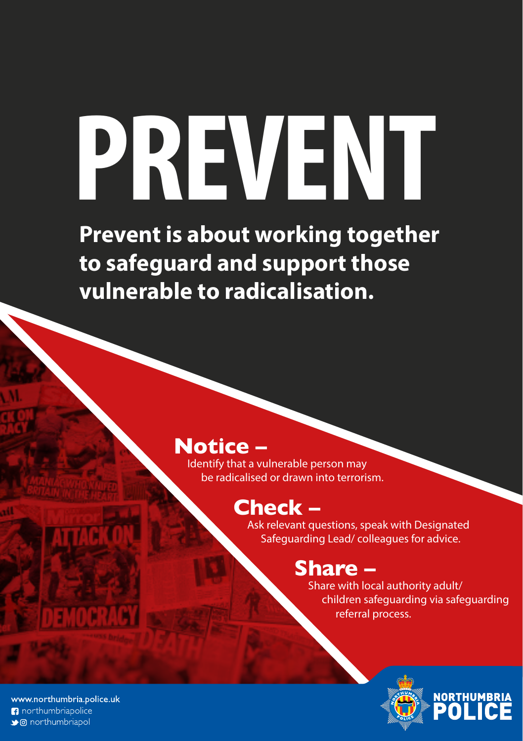# PREVENT

**Prevent is about working together to safeguard and support those vulnerable to radicalisation.**

## Notice –

Identify that a vulnerable person may be radicalised or drawn into terrorism.

## Check –

Ask relevant questions, speak with Designated Safeguarding Lead/ colleagues for advice.

## Share –

Share with local authority adult/ children safeguarding via safeguarding referral process.

www.northumbria.police.uk
northumbriapolice
northumbriapol

NORTHUMBRIA POLICE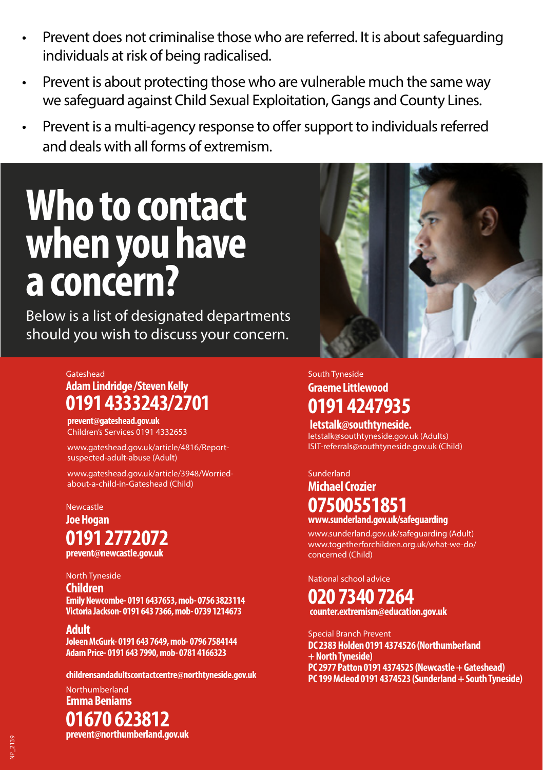- Prevent does not criminalise those who are referred. It is about safeguarding individuals at risk of being radicalised.
- Prevent is about protecting those who are vulnerable much the same way we safeguard against Child Sexual Exploitation, Gangs and County Lines.
- Prevent is a multi-agency response to offer support to individuals referred and deals with all forms of extremism.

# Who to contact when you have a concern?

Below is a list of designated departments should you wish to discuss your concern.

Gateshead

**Adam Lindridge /Steven Kelly**

## 0191 4333243/2701

**prevent@gateshead.gov.uk**
Children's Services 0191 4332653

www.gateshead.gov.uk/article/4816/Report-suspected-adult-abuse (Adult)

www.gateshead.gov.uk/article/3948/Worried-about-a-child-in-Gateshead (Child)

Newcastle

**Joe Hogan**

## 0191 2772072

**prevent@newcastle.gov.uk**

North Tyneside

**Children**

**Emily Newcombe- 0191 6437653, mob- 0756 3823114**
**Victoria Jackson- 0191 643 7366, mob- 0739 1214673**

**Adult**

**Joleen McGurk- 0191 643 7649, mob- 0796 7584144**
**Adam Price- 0191 643 7990, mob- 0781 4166323**

**childrensandadultscontactcentre@northtyneside.gov.uk**

Northumberland

**Emma Beniams**

## 01670 623812

**prevent@northumberland.gov.uk**

South Tyneside

**Graeme Littlewood**

## 0191 4247935

**letstalk@southtyneside.**
letstalk@southtyneside.gov.uk (Adults)
ISIT-referrals@southtyneside.gov.uk (Child)

Sunderland

**Michael Crozier**

## 07500551851

**www.sunderland.gov.uk/safeguarding**

www.sunderland.gov.uk/safeguarding (Adult)
www.togetherforchildren.org.uk/what-we-do/concerned (Child)

National school advice

## 020 7340 7264

**counter.extremism@education.gov.uk**

Special Branch Prevent

**DC 2383 Holden 0191 4374526 (Northumberland + North Tyneside)**
**PC 2977 Patton 0191 4374525 (Newcastle + Gateshead)**
**PC 199 Mcleod 0191 4374523 (Sunderland + South Tyneside)**

NP_2139